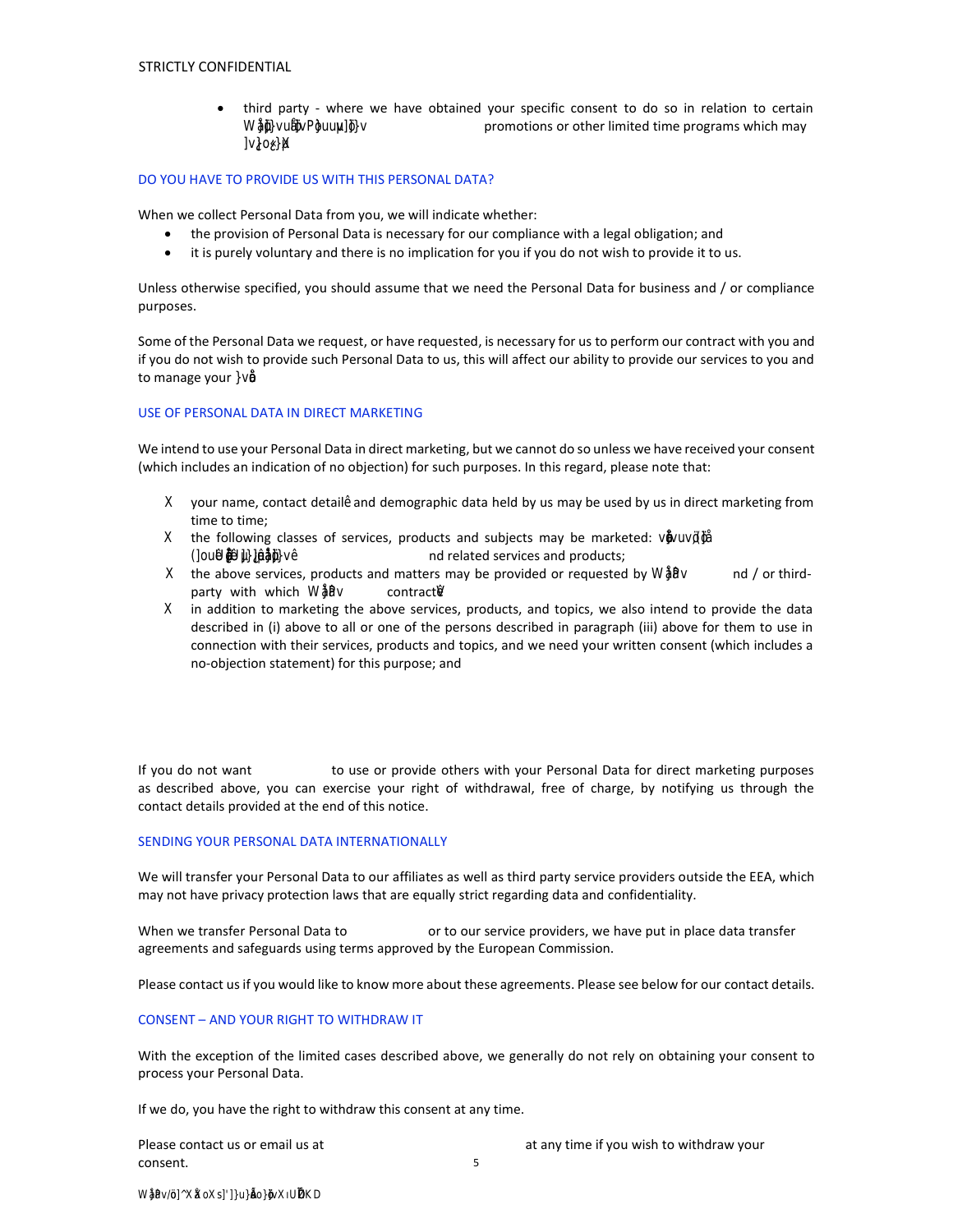- third party - where we have obtained your specific consent to do so in relation to certain W åþ]vu ãþvPoþuuþ]þ}v promotions or other limited time programs which may ]v}oþ}X

DO YOU HAVE TO PROVIDE US WITH THIS PERSONAL DATA?

When we collect Personal Data from you, we will indicate whether:

- the provision of Personal Data is necessary for our compliance with a legal obligation; and
- it is purely voluntary and there is no implication for you if you do not wish to provide it to us.

Unless otherwise specified, you should assume that we need the Personal Data for business and / or compliance purposes.

Some of the Personal Data we request, or have requested, is necessary for us to perform our contract with you and if you do not wish to provide such Personal Data to us, this will affect our ability to provide our services to you and to manage your }vå

USE OF PERSONAL DATA IN DIRECT MARKETING

We intend to use your Personal Data in direct marketing, but we cannot do so unless we have received your consent (which includes an indication of no objection) for such purposes. In this regard, please note that:

- X your name, contact detailê and demographic data held by us may be used by us in direct marketing from time to time;
- X the following classes of services, products and subjects may be marketed: vå}vuþ}þå (]ouÜ ëÜ µ]}]ååþ]}vê nd related services and products;
- X the above services, products and matters may be provided or requested by W åþv nd / or third-party with which W åþv contractÜ
- X in addition to marketing the above services, products, and topics, we also intend to provide the data described in (i) above to all or one of the persons described in paragraph (iii) above for them to use in connection with their services, products and topics, and we need your written consent (which includes a no-objection statement) for this purpose; and

If you do not want to use or provide others with your Personal Data for direct marketing purposes as described above, you can exercise your right of withdrawal, free of charge, by notifying us through the contact details provided at the end of this notice.

SENDING YOUR PERSONAL DATA INTERNATIONALLY

We will transfer your Personal Data to our affiliates as well as third party service providers outside the EEA, which may not have privacy protection laws that are equally strict regarding data and confidentiality.

When we transfer Personal Data to or to our service providers, we have put in place data transfer agreements and safeguards using terms approved by the European Commission.

Please contact us if you would like to know more about these agreements. Please see below for our contact details.

CONSENT – AND YOUR RIGHT TO WITHDRAW IT

With the exception of the limited cases described above, we generally do not rely on obtaining your consent to process your Personal Data.

If we do, you have the right to withdraw this consent at any time.

Please contact us or email us at at any time if you wish to withdraw your consent.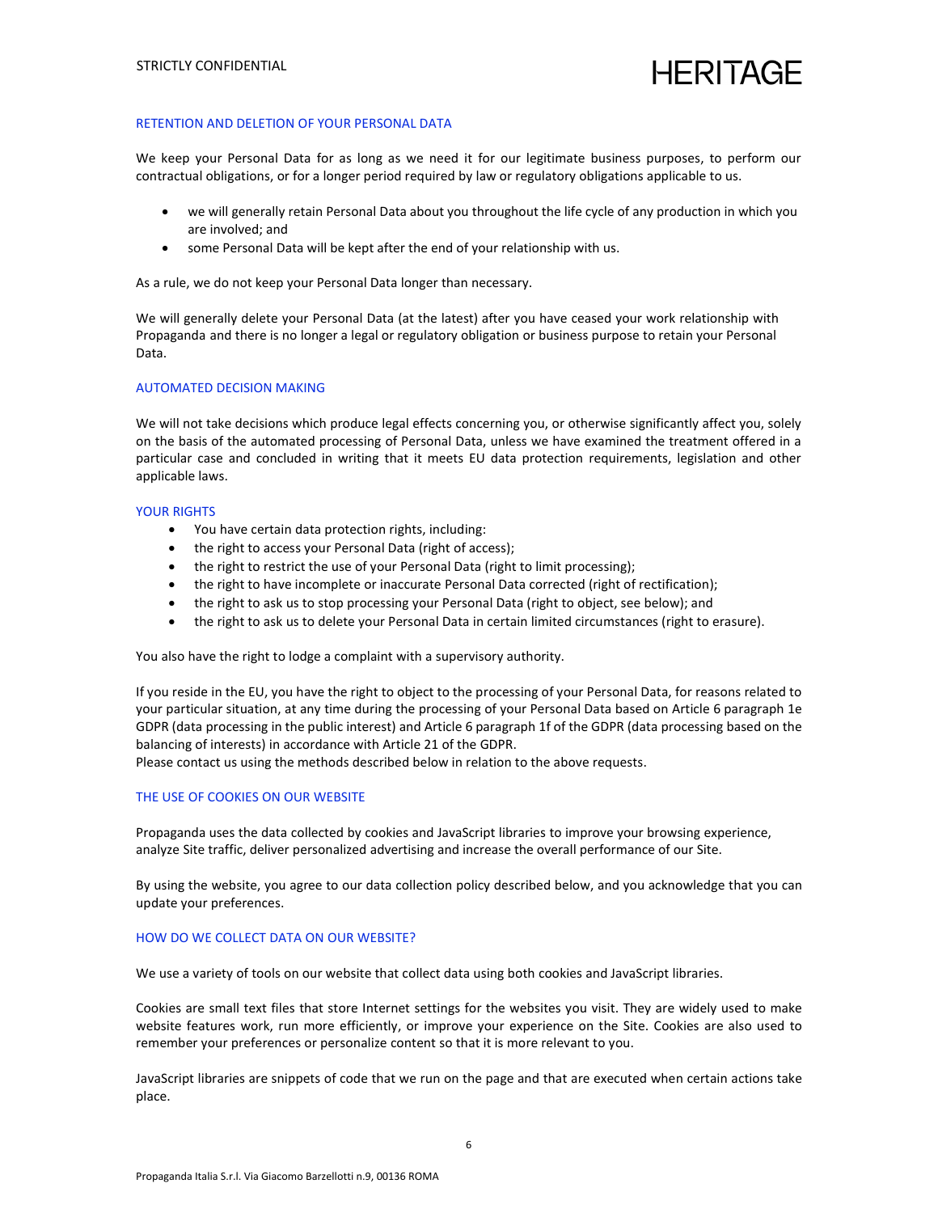## RETENTION AND DELETION OF YOUR PERSONAL DATA

We keep your Personal Data for as long as we need it for our legitimate business purposes, to perform our contractual obligations, or for a longer period required by law or regulatory obligations applicable to us.

- we will generally retain Personal Data about you throughout the life cycle of any production in which you are involved; and
- some Personal Data will be kept after the end of your relationship with us.

As a rule, we do not keep your Personal Data longer than necessary.

We will generally delete your Personal Data (at the latest) after you have ceased your work relationship with Propaganda and there is no longer a legal or regulatory obligation or business purpose to retain your Personal Data.

## AUTOMATED DECISION MAKING

We will not take decisions which produce legal effects concerning you, or otherwise significantly affect you, solely on the basis of the automated processing of Personal Data, unless we have examined the treatment offered in a particular case and concluded in writing that it meets EU data protection requirements, legislation and other applicable laws.

## YOUR RIGHTS

- You have certain data protection rights, including:
- the right to access your Personal Data (right of access);
- the right to restrict the use of your Personal Data (right to limit processing);
- the right to have incomplete or inaccurate Personal Data corrected (right of rectification);
- the right to ask us to stop processing your Personal Data (right to object, see below); and
- the right to ask us to delete your Personal Data in certain limited circumstances (right to erasure).

You also have the right to lodge a complaint with a supervisory authority.

If you reside in the EU, you have the right to object to the processing of your Personal Data, for reasons related to your particular situation, at any time during the processing of your Personal Data based on Article 6 paragraph 1e GDPR (data processing in the public interest) and Article 6 paragraph 1f of the GDPR (data processing based on the balancing of interests) in accordance with Article 21 of the GDPR.
Please contact us using the methods described below in relation to the above requests.

## THE USE OF COOKIES ON OUR WEBSITE

Propaganda uses the data collected by cookies and JavaScript libraries to improve your browsing experience, analyze Site traffic, deliver personalized advertising and increase the overall performance of our Site.

By using the website, you agree to our data collection policy described below, and you acknowledge that you can update your preferences.

## HOW DO WE COLLECT DATA ON OUR WEBSITE?

We use a variety of tools on our website that collect data using both cookies and JavaScript libraries.

Cookies are small text files that store Internet settings for the websites you visit. They are widely used to make website features work, run more efficiently, or improve your experience on the Site. Cookies are also used to remember your preferences or personalize content so that it is more relevant to you.

JavaScript libraries are snippets of code that we run on the page and that are executed when certain actions take place.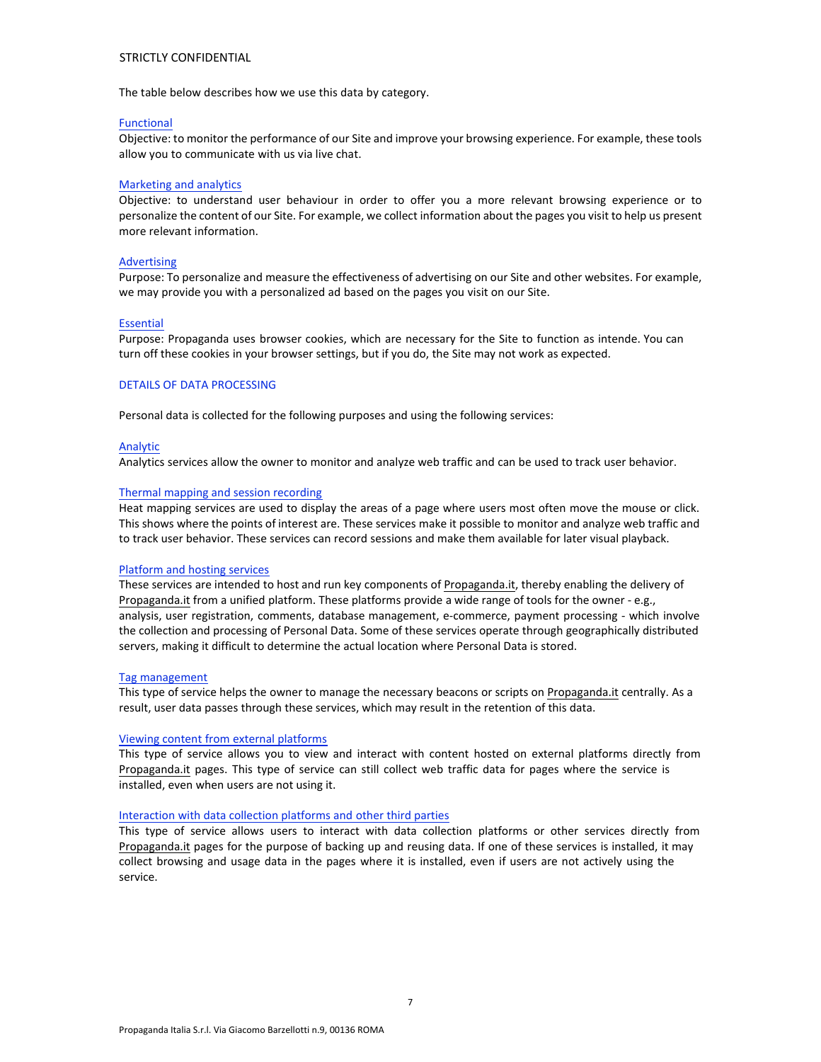The table below describes how we use this data by category.

### Functional

Objective: to monitor the performance of our Site and improve your browsing experience. For example, these tools allow you to communicate with us via live chat.

### Marketing and analytics

Objective: to understand user behaviour in order to offer you a more relevant browsing experience or to personalize the content of our Site. For example, we collect information about the pages you visit to help us present more relevant information.

### Advertising

Purpose: To personalize and measure the effectiveness of advertising on our Site and other websites. For example, we may provide you with a personalized ad based on the pages you visit on our Site.

### Essential

Purpose: Propaganda uses browser cookies, which are necessary for the Site to function as intende. You can turn off these cookies in your browser settings, but if you do, the Site may not work as expected.

## DETAILS OF DATA PROCESSING

Personal data is collected for the following purposes and using the following services:

### Analytic

Analytics services allow the owner to monitor and analyze web traffic and can be used to track user behavior.

### Thermal mapping and session recording

Heat mapping services are used to display the areas of a page where users most often move the mouse or click. This shows where the points of interest are. These services make it possible to monitor and analyze web traffic and to track user behavior. These services can record sessions and make them available for later visual playback.

### Platform and hosting services

These services are intended to host and run key components of Propaganda.it, thereby enabling the delivery of Propaganda.it from a unified platform. These platforms provide a wide range of tools for the owner - e.g., analysis, user registration, comments, database management, e-commerce, payment processing - which involve the collection and processing of Personal Data. Some of these services operate through geographically distributed servers, making it difficult to determine the actual location where Personal Data is stored.

### Tag management

This type of service helps the owner to manage the necessary beacons or scripts on Propaganda.it centrally. As a result, user data passes through these services, which may result in the retention of this data.

### Viewing content from external platforms

This type of service allows you to view and interact with content hosted on external platforms directly from Propaganda.it pages. This type of service can still collect web traffic data for pages where the service is installed, even when users are not using it.

### Interaction with data collection platforms and other third parties

This type of service allows users to interact with data collection platforms or other services directly from Propaganda.it pages for the purpose of backing up and reusing data. If one of these services is installed, it may collect browsing and usage data in the pages where it is installed, even if users are not actively using the service.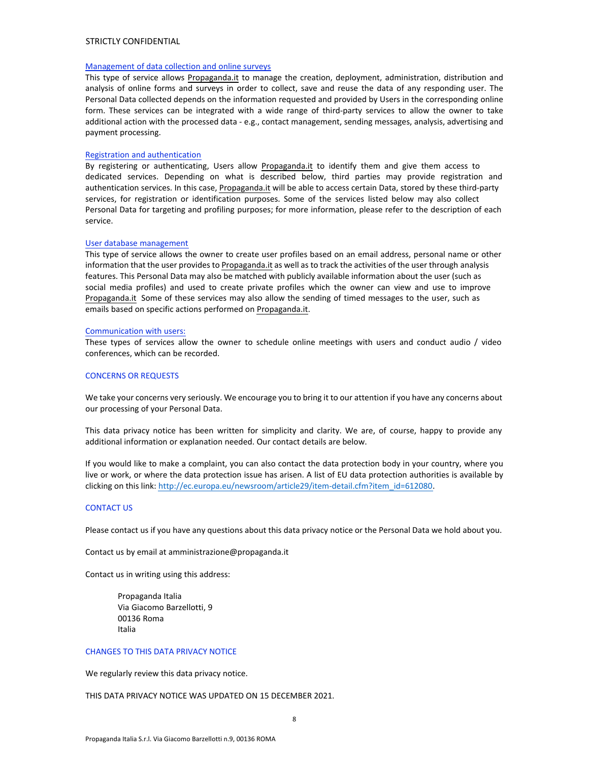### Management of data collection and online surveys

This type of service allows Propaganda.it to manage the creation, deployment, administration, distribution and analysis of online forms and surveys in order to collect, save and reuse the data of any responding user. The Personal Data collected depends on the information requested and provided by Users in the corresponding online form. These services can be integrated with a wide range of third-party services to allow the owner to take additional action with the processed data - e.g., contact management, sending messages, analysis, advertising and payment processing.

### Registration and authentication

By registering or authenticating, Users allow Propaganda.it to identify them and give them access to dedicated services. Depending on what is described below, third parties may provide registration and authentication services. In this case, Propaganda.it will be able to access certain Data, stored by these third-party services, for registration or identification purposes. Some of the services listed below may also collect Personal Data for targeting and profiling purposes; for more information, please refer to the description of each service.

### User database management

This type of service allows the owner to create user profiles based on an email address, personal name or other information that the user provides to Propaganda.it as well as to track the activities of the user through analysis features. This Personal Data may also be matched with publicly available information about the user (such as social media profiles) and used to create private profiles which the owner can view and use to improve Propaganda.it Some of these services may also allow the sending of timed messages to the user, such as emails based on specific actions performed on Propaganda.it.

### Communication with users:

These types of services allow the owner to schedule online meetings with users and conduct audio / video conferences, which can be recorded.

## CONCERNS OR REQUESTS

We take your concerns very seriously. We encourage you to bring it to our attention if you have any concerns about our processing of your Personal Data.

This data privacy notice has been written for simplicity and clarity. We are, of course, happy to provide any additional information or explanation needed. Our contact details are below.

If you would like to make a complaint, you can also contact the data protection body in your country, where you live or work, or where the data protection issue has arisen. A list of EU data protection authorities is available by clicking on this link: http://ec.europa.eu/newsroom/article29/item-detail.cfm?item_id=612080.

## CONTACT US

Please contact us if you have any questions about this data privacy notice or the Personal Data we hold about you.

Contact us by email at amministrazione@propaganda.it

Contact us in writing using this address:

> Propaganda Italia
> Via Giacomo Barzellotti, 9
> 00136 Roma
> Italia

## CHANGES TO THIS DATA PRIVACY NOTICE

We regularly review this data privacy notice.

THIS DATA PRIVACY NOTICE WAS UPDATED ON 15 DECEMBER 2021.